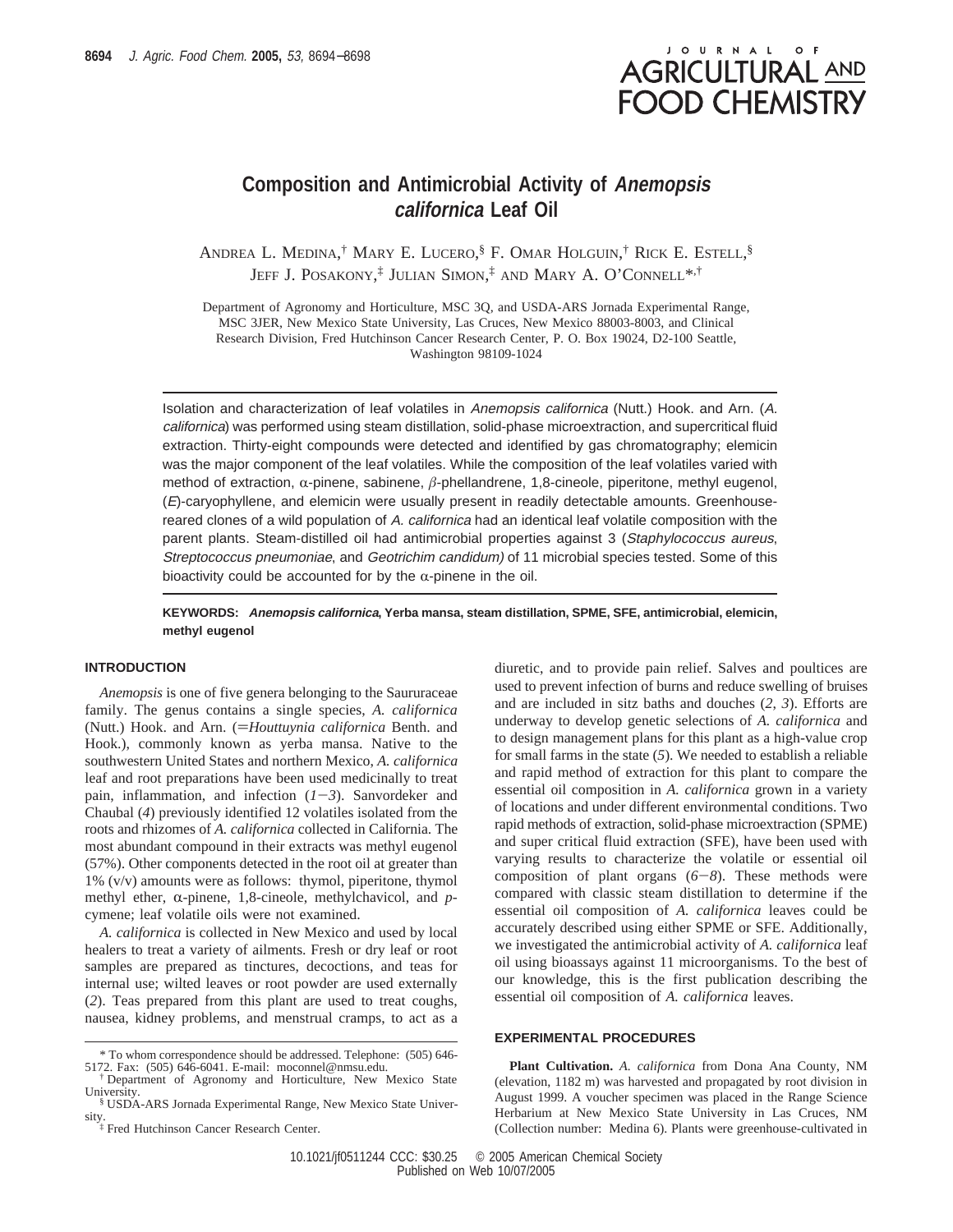# Composition and Antimicrobial Activity of *Anemopsis californica* Leaf Oil

ANDREA L. MEDINA,[†] MARY E. LUCERO,[§] F. OMAR HOLGUIN,[†] RICK E. ESTELL,[§] JEFF J. POSAKONY,[‡] JULIAN SIMON,[‡] AND MARY A. O'CONNELL*,[†]

Department of Agronomy and Horticulture, MSC 3Q, and USDA-ARS Jornada Experimental Range, MSC 3JER, New Mexico State University, Las Cruces, New Mexico 88003-8003, and Clinical Research Division, Fred Hutchinson Cancer Research Center, P. O. Box 19024, D2-100 Seattle, Washington 98109-1024

Isolation and characterization of leaf volatiles in *Anemopsis californica* (Nutt.) Hook. and Arn. (*A. californica*) was performed using steam distillation, solid-phase microextraction, and supercritical fluid extraction. Thirty-eight compounds were detected and identified by gas chromatography; elemicin was the major component of the leaf volatiles. While the composition of the leaf volatiles varied with method of extraction, α-pinene, sabinene, β-phellandrene, 1,8-cineole, piperitone, methyl eugenol, (*E*)-caryophyllene, and elemicin were usually present in readily detectable amounts. Greenhouse-reared clones of a wild population of *A. californica* had an identical leaf volatile composition with the parent plants. Steam-distilled oil had antimicrobial properties against 3 (*Staphylococcus aureus*, *Streptococcus pneumoniae*, and *Geotrichim candidum)* of 11 microbial species tested. Some of this bioactivity could be accounted for by the α-pinene in the oil.

**KEYWORDS:** ***Anemopsis californica*, Yerba mansa, steam distillation, SPME, SFE, antimicrobial, elemicin, methyl eugenol**

## INTRODUCTION

*Anemopsis* is one of five genera belonging to the Saururaceae family. The genus contains a single species, *A. californica* (Nutt.) Hook. and Arn. (=*Houttuynia californica* Benth. and Hook.), commonly known as yerba mansa. Native to the southwestern United States and northern Mexico, *A. californica* leaf and root preparations have been used medicinally to treat pain, inflammation, and infection (*1*−*3*). Sanvordeker and Chaubal (*4*) previously identified 12 volatiles isolated from the roots and rhizomes of *A. californica* collected in California. The most abundant compound in their extracts was methyl eugenol (57%). Other components detected in the root oil at greater than 1% (v/v) amounts were as follows: thymol, piperitone, thymol methyl ether, α-pinene, 1,8-cineole, methylchavicol, and *p*-cymene; leaf volatile oils were not examined.

*A. californica* is collected in New Mexico and used by local healers to treat a variety of ailments. Fresh or dry leaf or root samples are prepared as tinctures, decoctions, and teas for internal use; wilted leaves or root powder are used externally (*2*). Teas prepared from this plant are used to treat coughs, nausea, kidney problems, and menstrual cramps, to act as a diuretic, and to provide pain relief. Salves and poultices are used to prevent infection of burns and reduce swelling of bruises and are included in sitz baths and douches (*2*, *3*). Efforts are underway to develop genetic selections of *A. californica* and to design management plans for this plant as a high-value crop for small farms in the state (*5*). We needed to establish a reliable and rapid method of extraction for this plant to compare the essential oil composition in *A. californica* grown in a variety of locations and under different environmental conditions. Two rapid methods of extraction, solid-phase microextraction (SPME) and super critical fluid extraction (SFE), have been used with varying results to characterize the volatile or essential oil composition of plant organs (*6*−*8*). These methods were compared with classic steam distillation to determine if the essential oil composition of *A. californica* leaves could be accurately described using either SPME or SFE. Additionally, we investigated the antimicrobial activity of *A. californica* leaf oil using bioassays against 11 microorganisms. To the best of our knowledge, this is the first publication describing the essential oil composition of *A. californica* leaves.

## EXPERIMENTAL PROCEDURES

**Plant Cultivation.** *A. californica* from Dona Ana County, NM (elevation, 1182 m) was harvested and propagated by root division in August 1999. A voucher specimen was placed in the Range Science Herbarium at New Mexico State University in Las Cruces, NM (Collection number: Medina 6). Plants were greenhouse-cultivated in

\* To whom correspondence should be addressed. Telephone: (505) 646-5172. Fax: (505) 646-6041. E-mail: moconnel@nmsu.edu.
[†] Department of Agronomy and Horticulture, New Mexico State University.
[§] USDA-ARS Jornada Experimental Range, New Mexico State University.
[‡] Fred Hutchinson Cancer Research Center.

10.1021/jf0511244 CCC: $30.25 © 2005 American Chemical Society
Published on Web 10/07/2005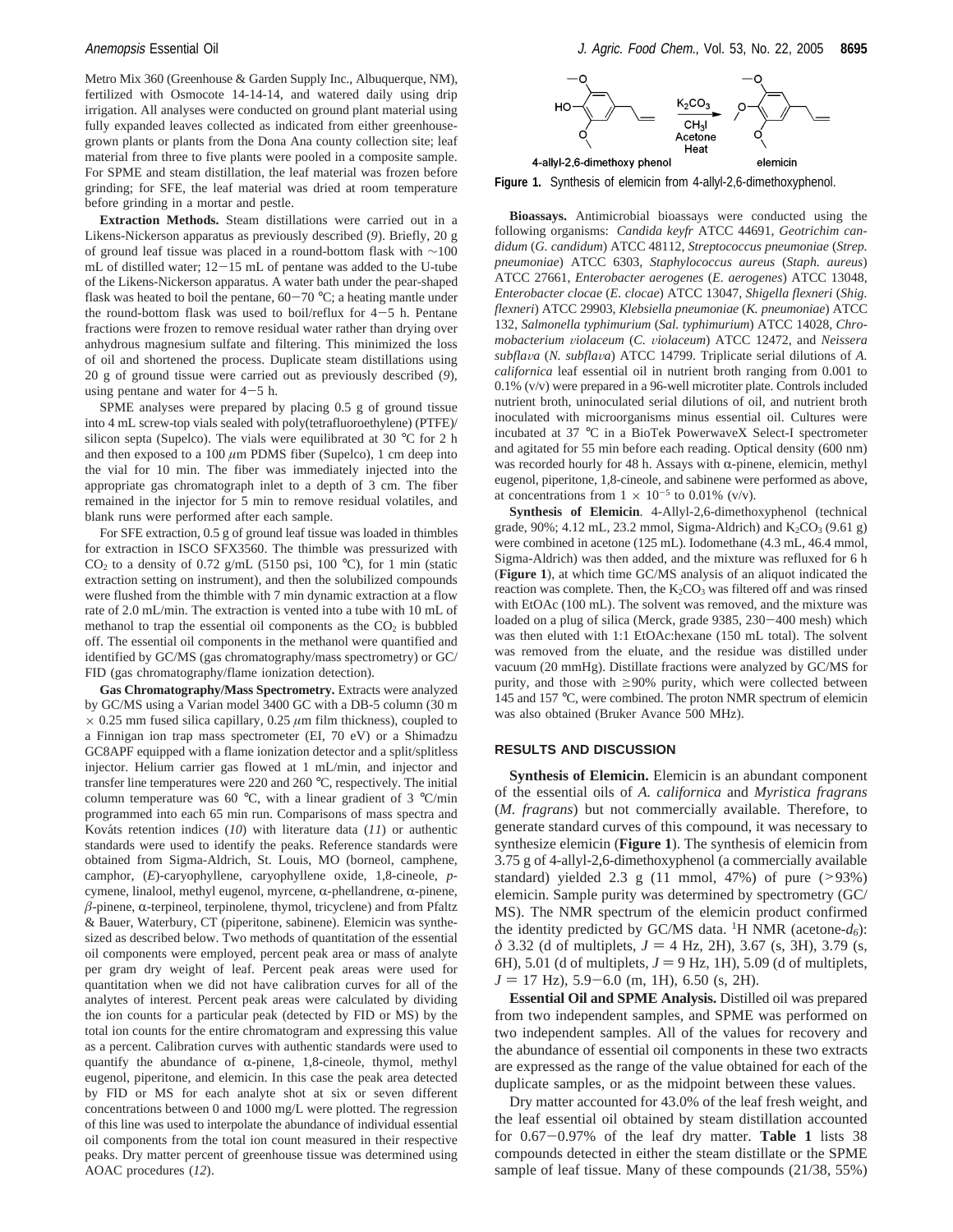Metro Mix 360 (Greenhouse & Garden Supply Inc., Albuquerque, NM), fertilized with Osmocote 14-14-14, and watered daily using drip irrigation. All analyses were conducted on ground plant material using fully expanded leaves collected as indicated from either greenhouse-grown plants or plants from the Dona Ana county collection site; leaf material from three to five plants were pooled in a composite sample. For SPME and steam distillation, the leaf material was frozen before grinding; for SFE, the leaf material was dried at room temperature before grinding in a mortar and pestle.

**Extraction Methods.** Steam distillations were carried out in a Likens-Nickerson apparatus as previously described (*9*). Briefly, 20 g of ground leaf tissue was placed in a round-bottom flask with ~100 mL of distilled water; 12−15 mL of pentane was added to the U-tube of the Likens-Nickerson apparatus. A water bath under the pear-shaped flask was heated to boil the pentane, 60−70 °C; a heating mantle under the round-bottom flask was used to boil/reflux for 4−5 h. Pentane fractions were frozen to remove residual water rather than drying over anhydrous magnesium sulfate and filtering. This minimized the loss of oil and shortened the process. Duplicate steam distillations using 20 g of ground tissue were carried out as previously described (*9*), using pentane and water for 4−5 h.

SPME analyses were prepared by placing 0.5 g of ground tissue into 4 mL screw-top vials sealed with poly(tetrafluoroethylene) (PTFE)/silicon septa (Supelco). The vials were equilibrated at 30 °C for 2 h and then exposed to a 100 $\mu$m PDMS fiber (Supelco), 1 cm deep into the vial for 10 min. The fiber was immediately injected into the appropriate gas chromatograph inlet to a depth of 3 cm. The fiber remained in the injector for 5 min to remove residual volatiles, and blank runs were performed after each sample.

For SFE extraction, 0.5 g of ground leaf tissue was loaded in thimbles for extraction in ISCO SFX3560. The thimble was pressurized with $CO_2$ to a density of 0.72 g/mL (5150 psi, 100 °C), for 1 min (static extraction setting on instrument), and then the solubilized compounds were flushed from the thimble with 7 min dynamic extraction at a flow rate of 2.0 mL/min. The extraction is vented into a tube with 10 mL of methanol to trap the essential oil components as the $CO_2$ is bubbled off. The essential oil components in the methanol were quantified and identified by GC/MS (gas chromatography/mass spectrometry) or GC/FID (gas chromatography/flame ionization detection).

**Gas Chromatography/Mass Spectrometry.** Extracts were analyzed by GC/MS using a Varian model 3400 GC with a DB-5 column (30 m × 0.25 mm fused silica capillary, 0.25 $\mu$m film thickness), coupled to a Finnigan ion trap mass spectrometer (EI, 70 eV) or a Shimadzu GC8APF equipped with a flame ionization detector and a split/splitless injector. Helium carrier gas flowed at 1 mL/min, and injector and transfer line temperatures were 220 and 260 °C, respectively. The initial column temperature was 60 °C, with a linear gradient of 3 °C/min programmed into each 65 min run. Comparisons of mass spectra and Kováts retention indices (*10*) with literature data (*11*) or authentic standards were used to identify the peaks. Reference standards were obtained from Sigma-Aldrich, St. Louis, MO (borneol, camphene, camphor, (*E*)-caryophyllene, caryophyllene oxide, 1,8-cineole, *p*-cymene, linalool, methyl eugenol, myrcene, α-phellandrene, α-pinene, β-pinene, α-terpineol, terpinolene, thymol, tricyclene) and from Pfaltz & Bauer, Waterbury, CT (piperitone, sabinene). Elemicin was synthesized as described below. Two methods of quantitation of the essential oil components were employed, percent peak area or mass of analyte per gram dry weight of leaf. Percent peak areas were used for quantitation when we did not have calibration curves for all of the analytes of interest. Percent peak areas were calculated by dividing the ion counts for a particular peak (detected by FID or MS) by the total ion counts for the entire chromatogram and expressing this value as a percent. Calibration curves with authentic standards were used to quantify the abundance of α-pinene, 1,8-cineole, thymol, methyl eugenol, piperitone, and elemicin. In this case the peak area detected by FID or MS for each analyte shot at six or seven different concentrations between 0 and 1000 mg/L were plotted. The regression of this line was used to interpolate the abundance of individual essential oil components from the total ion count measured in their respective peaks. Dry matter percent of greenhouse tissue was determined using AOAC procedures (*12*).

**Figure 1.** Synthesis of elemicin from 4-allyl-2,6-dimethoxyphenol.

**Bioassays.** Antimicrobial bioassays were conducted using the following organisms: *Candida keyfr* ATCC 44691, *Geotrichim candidum* (*G. candidum*) ATCC 48112, *Streptococcus pneumoniae* (*Strep. pneumoniae*) ATCC 6303, *Staphylococcus aureus* (*Staph. aureus*) ATCC 27661, *Enterobacter aerogenes* (*E. aerogenes*) ATCC 13048, *Enterobacter clocae* (*E. clocae*) ATCC 13047, *Shigella flexneri* (*Shig. flexneri*) ATCC 29903, *Klebsiella pneumoniae* (*K. pneumoniae*) ATCC 132, *Salmonella typhimurium* (*Sal. typhimurium*) ATCC 14028, *Chromobacterium violaceum* (*C. violaceum*) ATCC 12472, and *Neissera subflava* (*N. subflava*) ATCC 14799. Triplicate serial dilutions of *A. californica* leaf essential oil in nutrient broth ranging from 0.001 to 0.1% (v/v) were prepared in a 96-well microtiter plate. Controls included nutrient broth, uninoculated serial dilutions of oil, and nutrient broth inoculated with microorganisms minus essential oil. Cultures were incubated at 37 °C in a BioTek PowerwaveX Select-I spectrometer and agitated for 55 min before each reading. Optical density (600 nm) was recorded hourly for 48 h. Assays with α-pinene, elemicin, methyl eugenol, piperitone, 1,8-cineole, and sabinene were performed as above, at concentrations from $1 \times 10^{-5}$ to 0.01% (v/v).

**Synthesis of Elemicin**. 4-Allyl-2,6-dimethoxyphenol (technical grade, 90%; 4.12 mL, 23.2 mmol, Sigma-Aldrich) and $K_2CO_3$ (9.61 g) were combined in acetone (125 mL). Iodomethane (4.3 mL, 46.4 mmol, Sigma-Aldrich) was then added, and the mixture was refluxed for 6 h (**Figure 1**), at which time GC/MS analysis of an aliquot indicated the reaction was complete. Then, the $K_2CO_3$ was filtered off and was rinsed with EtOAc (100 mL). The solvent was removed, and the mixture was loaded on a plug of silica (Merck, grade 9385, 230−400 mesh) which was then eluted with 1:1 EtOAc:hexane (150 mL total). The solvent was removed from the eluate, and the residue was distilled under vacuum (20 mmHg). Distillate fractions were analyzed by GC/MS for purity, and those with ≥90% purity, which were collected between 145 and 157 °C, were combined. The proton NMR spectrum of elemicin was also obtained (Bruker Avance 500 MHz).

## RESULTS AND DISCUSSION

**Synthesis of Elemicin.** Elemicin is an abundant component of the essential oils of *A. californica* and *Myristica fragrans* (*M. fragrans*) but not commercially available. Therefore, to generate standard curves of this compound, it was necessary to synthesize elemicin (**Figure 1**). The synthesis of elemicin from 3.75 g of 4-allyl-2,6-dimethoxyphenol (a commercially available standard) yielded 2.3 g (11 mmol, 47%) of pure (>93%) elemicin. Sample purity was determined by spectrometry (GC/MS). The NMR spectrum of the elemicin product confirmed the identity predicted by GC/MS data. $^1$H NMR (acetone-$d_6$): $\delta$ 3.32 (d of multiplets, $J$ = 4 Hz, 2H), 3.67 (s, 3H), 3.79 (s, 6H), 5.01 (d of multiplets, $J$ = 9 Hz, 1H), 5.09 (d of multiplets, $J$ = 17 Hz), 5.9−6.0 (m, 1H), 6.50 (s, 2H).

**Essential Oil and SPME Analysis.** Distilled oil was prepared from two independent samples, and SPME was performed on two independent samples. All of the values for recovery and the abundance of essential oil components in these two extracts are expressed as the range of the value obtained for each of the duplicate samples, or as the midpoint between these values.

Dry matter accounted for 43.0% of the leaf fresh weight, and the leaf essential oil obtained by steam distillation accounted for 0.67−0.97% of the leaf dry matter. **Table 1** lists 38 compounds detected in either the steam distillate or the SPME sample of leaf tissue. Many of these compounds (21/38, 55%)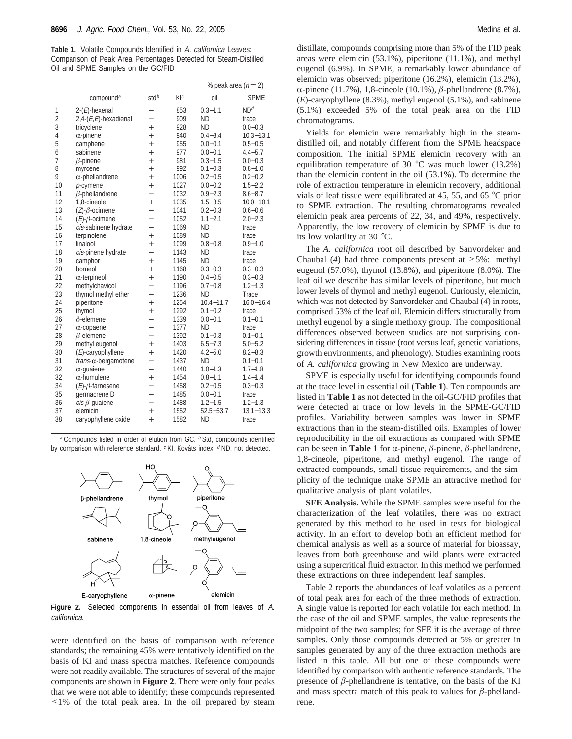**Table 1.** Volatile Compounds Identified in *A. californica* Leaves: Comparison of Peak Area Percentages Detected for Steam-Distilled Oil and SPME Samples on the GC/FID

| | compound[a] | std[b] | KI[c] | % peak area ($n = 2$) oil | SPME |
|---|---|---|---|---|---|
| 1 | 2-(*E*)-hexenal | − | 853 | 0.3−1.1 | ND[d] |
| 2 | 2,4-(*E*,*E*)-hexadienal | − | 909 | ND | trace |
| 3 | tricyclene | + | 928 | ND | 0.0−0.3 |
| 4 | α-pinene | + | 940 | 0.4−3.4 | 10.3−13.1 |
| 5 | camphene | + | 955 | 0.0−0.1 | 0.5−0.5 |
| 6 | sabinene | + | 977 | 0.0−0.1 | 4.4−5.7 |
| 7 | β-pinene | + | 981 | 0.3−1.5 | 0.0−0.3 |
| 8 | myrcene | + | 992 | 0.1−0.3 | 0.8−1.0 |
| 9 | α-phellandrene | + | 1006 | 0.2−0.5 | 0.2−0.2 |
| 10 | *p*-cymene | + | 1027 | 0.0−0.2 | 1.5−2.2 |
| 11 | β-phellandrene | − | 1032 | 0.9−2.3 | 8.6−8.7 |
| 12 | 1,8-cineole | + | 1035 | 1.5−3.5 | 10.0−10.1 |
| 13 | (*Z*)-β-ocimene | − | 1041 | 0.2−0.3 | 0.6−0.6 |
| 14 | (*E*)-β-ocimene | − | 1052 | 1.1−2.1 | 2.0−2.3 |
| 15 | *cis*-sabinene hydrate | − | 1069 | ND | trace |
| 16 | terpinolene | + | 1089 | ND | trace |
| 17 | linalool | + | 1099 | 0.8−0.8 | 0.9−1.0 |
| 18 | *cis*-pinene hydrate | − | 1143 | ND | trace |
| 19 | camphor | + | 1145 | ND | trace |
| 20 | borneol | + | 1168 | 0.3−0.3 | 0.3−0.3 |
| 21 | α-terpineol | + | 1190 | 0.4−0.5 | 0.3−0.3 |
| 22 | methylchavicol | − | 1196 | 0.7−0.8 | 1.2−1.3 |
| 23 | thymol methyl ether | − | 1236 | ND | Trace |
| 24 | piperitone | + | 1254 | 10.4−11.7 | 16.0−16.4 |
| 25 | thymol | + | 1292 | 0.1−0.2 | trace |
| 26 | δ-elemene | − | 1339 | 0.0−0.1 | 0.1−0.1 |
| 27 | α-copaene | − | 1377 | ND | trace |
| 28 | β-elemene | − | 1392 | 0.1−0.3 | 0.1−0.1 |
| 29 | methyl eugenol | + | 1403 | 6.5−7.3 | 5.0−5.2 |
| 30 | (*E*)-caryophyllene | + | 1420 | 4.2−6.0 | 8.2−8.3 |
| 31 | *trans*-α-bergamotene | − | 1437 | ND | 0.1−0.1 |
| 32 | α-guaiene | − | 1440 | 1.0−1.3 | 1.7−1.8 |
| 32 | α-humulene | + | 1454 | 0.8−1.1 | 1.4−1.4 |
| 34 | (*E*)-β-farnesene | − | 1458 | 0.2−0.5 | 0.3−0.3 |
| 35 | germacrene D | − | 1485 | 0.0−0.1 | trace |
| 36 | *cis*-β-guaiene | − | 1488 | 1.2−1.5 | 1.2−1.3 |
| 37 | elemicin | + | 1552 | 52.5−53.7 | 13.1−13.3 |
| 38 | caryophyllene oxide | + | 1582 | ND | trace |

[a] Compounds listed in order of elution from GC. [b] Std, compounds identified by comparison with reference standard. [c] KI, Kováts index. [d] ND, not detected.

**Figure 2.** Selected components in essential oil from leaves of *A. californica*.

were identified on the basis of comparison with reference standards; the remaining 45% were tentatively identified on the basis of KI and mass spectra matches. Reference compounds were not readily available. The structures of several of the major components are shown in **Figure 2**. There were only four peaks that we were not able to identify; these compounds represented <1% of the total peak area. In the oil prepared by steam distillate, compounds comprising more than 5% of the FID peak areas were elemicin (53.1%), piperitone (11.1%), and methyl eugenol (6.9%). In SPME, a remarkably lower abundance of elemicin was observed; piperitone (16.2%), elemicin (13.2%), α-pinene (11.7%), 1,8-cineole (10.1%), β-phellandrene (8.7%), (*E*)-caryophyllene (8.3%), methyl eugenol (5.1%), and sabinene (5.1%) exceeded 5% of the total peak area on the FID chromatograms.

Yields for elemicin were remarkably high in the steam-distilled oil, and notably different from the SPME headspace composition. The initial SPME elemicin recovery with an equilibration temperature of 30 °C was much lower (13.2%) than the elemicin content in the oil (53.1%). To determine the role of extraction temperature in elemicin recovery, additional vials of leaf tissue were equilibrated at 45, 55, and 65 °C prior to SPME extraction. The resulting chromatograms revealed elemicin peak area percents of 22, 34, and 49%, respectively. Apparently, the low recovery of elemicin by SPME is due to its low volatility at 30 °C.

The *A. californica* root oil described by Sanvordeker and Chaubal (*4*) had three components present at >5%: methyl eugenol (57.0%), thymol (13.8%), and piperitone (8.0%). The leaf oil we describe has similar levels of piperitone, but much lower levels of thymol and methyl eugenol. Curiously, elemicin, which was not detected by Sanvordeker and Chaubal (*4*) in roots, comprised 53% of the leaf oil. Elemicin differs structurally from methyl eugenol by a single methoxy group. The compositional differences observed between studies are not surprising considering differences in tissue (root versus leaf, genetic variations, growth environments, and phenology). Studies examining roots of *A. californica* growing in New Mexico are underway.

SPME is especially useful for identifying compounds found at the trace level in essential oil (**Table 1**). Ten compounds are listed in **Table 1** as not detected in the oil-GC/FID profiles that were detected at trace or low levels in the SPME-GC/FID profiles. Variability between samples was lower in SPME extractions than in the steam-distilled oils. Examples of lower reproducibility in the oil extractions as compared with SPME can be seen in **Table 1** for α-pinene, β-pinene, β-phellandrene, 1,8-cineole, piperitone, and methyl eugenol. The range of extracted compounds, small tissue requirements, and the simplicity of the technique make SPME an attractive method for qualitative analysis of plant volatiles.

**SFE Analysis.** While the SPME samples were useful for the characterization of the leaf volatiles, there was no extract generated by this method to be used in tests for biological activity. In an effort to develop both an efficient method for chemical analysis as well as a source of material for bioassay, leaves from both greenhouse and wild plants were extracted using a supercritical fluid extractor. In this method we performed these extractions on three independent leaf samples.

Table 2 reports the abundances of leaf volatiles as a percent of total peak area for each of the three methods of extraction. A single value is reported for each volatile for each method. In the case of the oil and SPME samples, the value represents the midpoint of the two samples; for SFE it is the average of three samples. Only those compounds detected at 5% or greater in samples generated by any of the three extraction methods are listed in this table. All but one of these compounds were identified by comparison with authentic reference standards. The presence of β-phellandrene is tentative, on the basis of the KI and mass spectra match of this peak to values for β-phellandrene.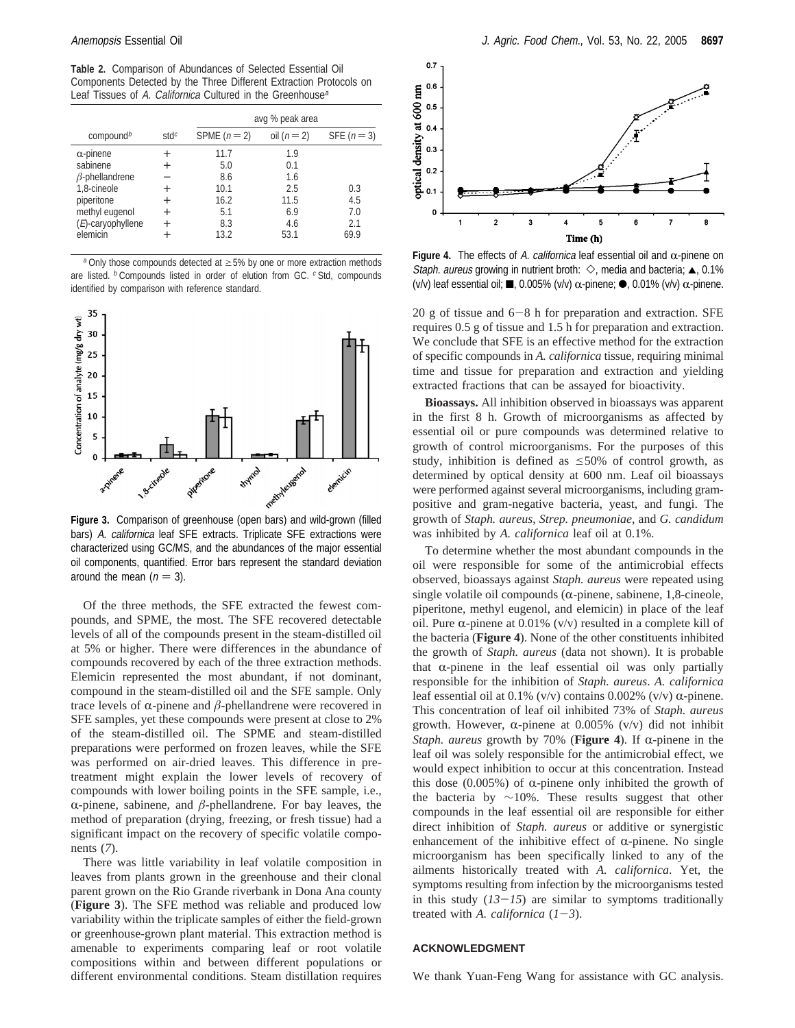**Table 2.** Comparison of Abundances of Selected Essential Oil Components Detected by the Three Different Extraction Protocols on Leaf Tissues of *A. Californica* Cultured in the Greenhouse[a]

| compound[b] | std[c] | avg % peak area | | |
|---|---|---|---|---|
| | | SPME ($n = 2$) | oil ($n = 2$) | SFE ($n = 3$) |
| α-pinene | + | 11.7 | 1.9 | |
| sabinene | + | 5.0 | 0.1 | |
| β-phellandrene | − | 8.6 | 1.6 | |
| 1,8-cineole | + | 10.1 | 2.5 | 0.3 |
| piperitone | + | 16.2 | 11.5 | 4.5 |
| methyl eugenol | + | 5.1 | 6.9 | 7.0 |
| (*E*)-caryophyllene | + | 8.3 | 4.6 | 2.1 |
| elemicin | + | 13.2 | 53.1 | 69.9 |

[a] Only those compounds detected at ≥5% by one or more extraction methods are listed. [b] Compounds listed in order of elution from GC. [c] Std, compounds identified by comparison with reference standard.

**Figure 3.** Comparison of greenhouse (open bars) and wild-grown (filled bars) *A. californica* leaf SFE extracts. Triplicate SFE extractions were characterized using GC/MS, and the abundances of the major essential oil components, quantified. Error bars represent the standard deviation around the mean ($n = 3$).

Of the three methods, the SFE extracted the fewest compounds, and SPME, the most. The SFE recovered detectable levels of all of the compounds present in the steam-distilled oil at 5% or higher. There were differences in the abundance of compounds recovered by each of the three extraction methods. Elemicin represented the most abundant, if not dominant, compound in the steam-distilled oil and the SFE sample. Only trace levels of α-pinene and β-phellandrene were recovered in SFE samples, yet these compounds were present at close to 2% of the steam-distilled oil. The SPME and steam-distilled preparations were performed on frozen leaves, while the SFE was performed on air-dried leaves. This difference in pretreatment might explain the lower levels of recovery of compounds with lower boiling points in the SFE sample, i.e., α-pinene, sabinene, and β-phellandrene. For bay leaves, the method of preparation (drying, freezing, or fresh tissue) had a significant impact on the recovery of specific volatile components (*7*).

There was little variability in leaf volatile composition in leaves from plants grown in the greenhouse and their clonal parent grown on the Rio Grande riverbank in Dona Ana county (**Figure 3**). The SFE method was reliable and produced low variability within the triplicate samples of either the field-grown or greenhouse-grown plant material. This extraction method is amenable to experiments comparing leaf or root volatile compositions within and between different populations or different environmental conditions. Steam distillation requires 20 g of tissue and 6−8 h for preparation and extraction. SFE requires 0.5 g of tissue and 1.5 h for preparation and extraction. We conclude that SFE is an effective method for the extraction of specific compounds in *A. californica* tissue, requiring minimal time and tissue for preparation and extraction and yielding extracted fractions that can be assayed for bioactivity.

**Figure 4.** The effects of *A. californica* leaf essential oil and α-pinene on *Staph. aureus* growing in nutrient broth: ◇, media and bacteria; ▲, 0.1% (v/v) leaf essential oil; ■, 0.005% (v/v) α-pinene; ●, 0.01% (v/v) α-pinene.

**Bioassays.** All inhibition observed in bioassays was apparent in the first 8 h. Growth of microorganisms as affected by essential oil or pure compounds was determined relative to growth of control microorganisms. For the purposes of this study, inhibition is defined as ≤50% of control growth, as determined by optical density at 600 nm. Leaf oil bioassays were performed against several microorganisms, including gram-positive and gram-negative bacteria, yeast, and fungi. The growth of *Staph. aureus*, *Strep. pneumoniae*, and *G. candidum* was inhibited by *A. californica* leaf oil at 0.1%.

To determine whether the most abundant compounds in the oil were responsible for some of the antimicrobial effects observed, bioassays against *Staph. aureus* were repeated using single volatile oil compounds (α-pinene, sabinene, 1,8-cineole, piperitone, methyl eugenol, and elemicin) in place of the leaf oil. Pure α-pinene at 0.01% (v/v) resulted in a complete kill of the bacteria (**Figure 4**). None of the other constituents inhibited the growth of *Staph. aureus* (data not shown). It is probable that α-pinene in the leaf essential oil was only partially responsible for the inhibition of *Staph. aureus*. *A. californica* leaf essential oil at 0.1% (v/v) contains 0.002% (v/v) α-pinene. This concentration of leaf oil inhibited 73% of *Staph. aureus* growth. However, α-pinene at 0.005% (v/v) did not inhibit *Staph. aureus* growth by 70% (**Figure 4**). If α-pinene in the leaf oil was solely responsible for the antimicrobial effect, we would expect inhibition to occur at this concentration. Instead this dose (0.005%) of α-pinene only inhibited the growth of the bacteria by ∼10%. These results suggest that other compounds in the leaf essential oil are responsible for either direct inhibition of *Staph. aureus* or additive or synergistic enhancement of the inhibitive effect of α-pinene. No single microorganism has been specifically linked to any of the ailments historically treated with *A. californica*. Yet, the symptoms resulting from infection by the microorganisms tested in this study (*13*−*15*) are similar to symptoms traditionally treated with *A. californica* (*1*−*3*).

## ACKNOWLEDGMENT

We thank Yuan-Feng Wang for assistance with GC analysis.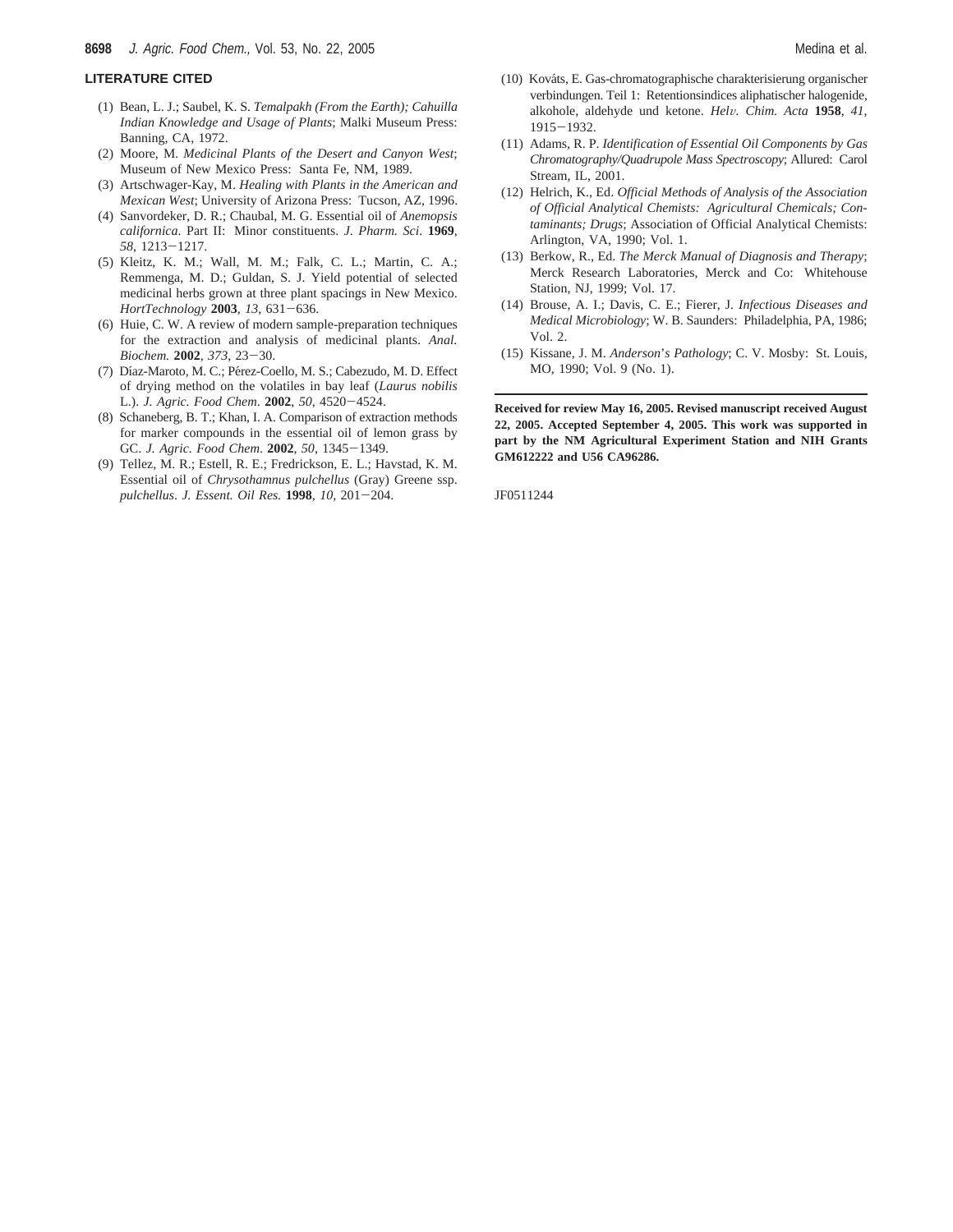## LITERATURE CITED

(1) Bean, L. J.; Saubel, K. S. *Temalpakh (From the Earth); Cahuilla Indian Knowledge and Usage of Plants*; Malki Museum Press: Banning, CA, 1972.

(2) Moore, M. *Medicinal Plants of the Desert and Canyon West*; Museum of New Mexico Press: Santa Fe, NM, 1989.

(3) Artschwager-Kay, M. *Healing with Plants in the American and Mexican West*; University of Arizona Press: Tucson, AZ, 1996.

(4) Sanvordeker, D. R.; Chaubal, M. G. Essential oil of *Anemopsis californica*. Part II: Minor constituents. *J. Pharm. Sci.* **1969**, *58*, 1213−1217.

(5) Kleitz, K. M.; Wall, M. M.; Falk, C. L.; Martin, C. A.; Remmenga, M. D.; Guldan, S. J. Yield potential of selected medicinal herbs grown at three plant spacings in New Mexico. *HortTechnology* **2003**, *13*, 631−636.

(6) Huie, C. W. A review of modern sample-preparation techniques for the extraction and analysis of medicinal plants. *Anal. Biochem.* **2002**, *373*, 23−30.

(7) Díaz-Maroto, M. C.; Pérez-Coello, M. S.; Cabezudo, M. D. Effect of drying method on the volatiles in bay leaf (*Laurus nobilis* L.). *J. Agric. Food Chem.* **2002**, *50*, 4520−4524.

(8) Schaneberg, B. T.; Khan, I. A. Comparison of extraction methods for marker compounds in the essential oil of lemon grass by GC. *J. Agric. Food Chem.* **2002**, *50*, 1345−1349.

(9) Tellez, M. R.; Estell, R. E.; Fredrickson, E. L.; Havstad, K. M. Essential oil of *Chrysothamnus pulchellus* (Gray) Greene ssp. *pulchellus*. *J. Essent. Oil Res.* **1998**, *10*, 201−204.

(10) Kováts, E. Gas-chromatographische charakterisierung organischer verbindungen. Teil 1: Retentionsindices aliphatischer halogenide, alkohole, aldehyde und ketone. *Helv. Chim. Acta* **1958**, *41*, 1915−1932.

(11) Adams, R. P. *Identification of Essential Oil Components by Gas Chromatography/Quadrupole Mass Spectroscopy*; Allured: Carol Stream, IL, 2001.

(12) Helrich, K., Ed. *Official Methods of Analysis of the Association of Official Analytical Chemists: Agricultural Chemicals; Contaminants; Drugs*; Association of Official Analytical Chemists: Arlington, VA, 1990; Vol. 1.

(13) Berkow, R., Ed. *The Merck Manual of Diagnosis and Therapy*; Merck Research Laboratories, Merck and Co: Whitehouse Station, NJ, 1999; Vol. 17.

(14) Brouse, A. I.; Davis, C. E.; Fierer, J. *Infectious Diseases and Medical Microbiology*; W. B. Saunders: Philadelphia, PA, 1986; Vol. 2.

(15) Kissane, J. M. *Anderson's Pathology*; C. V. Mosby: St. Louis, MO, 1990; Vol. 9 (No. 1).

**Received for review May 16, 2005. Revised manuscript received August 22, 2005. Accepted September 4, 2005. This work was supported in part by the NM Agricultural Experiment Station and NIH Grants GM612222 and U56 CA96286.**

JF0511244